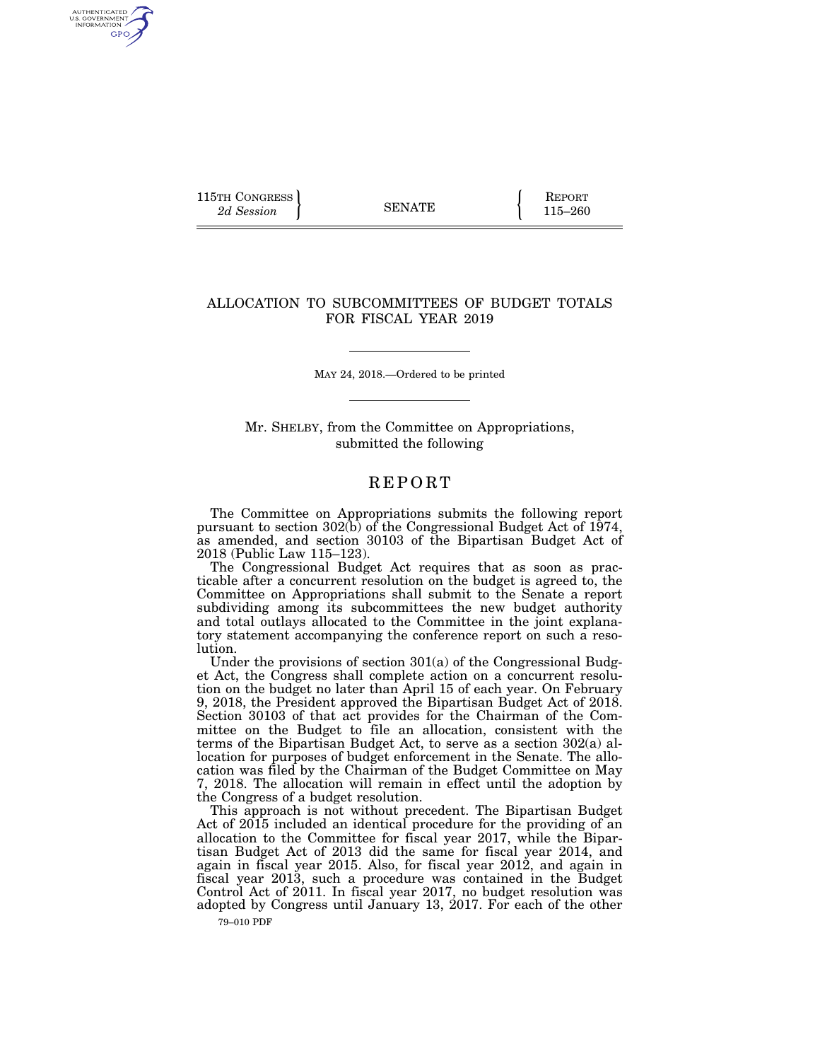115TH CONGRESS
*2d Session*

SENATE

REPORT
115–260

# ALLOCATION TO SUBCOMMITTEES OF BUDGET TOTALS FOR FISCAL YEAR 2019

MAY 24, 2018.—Ordered to be printed

Mr. SHELBY, from the Committee on Appropriations, submitted the following

## REPORT

The Committee on Appropriations submits the following report pursuant to section 302(b) of the Congressional Budget Act of 1974, as amended, and section 30103 of the Bipartisan Budget Act of 2018 (Public Law 115–123).

The Congressional Budget Act requires that as soon as practicable after a concurrent resolution on the budget is agreed to, the Committee on Appropriations shall submit to the Senate a report subdividing among its subcommittees the new budget authority and total outlays allocated to the Committee in the joint explanatory statement accompanying the conference report on such a resolution.

Under the provisions of section 301(a) of the Congressional Budget Act, the Congress shall complete action on a concurrent resolution on the budget no later than April 15 of each year. On February 9, 2018, the President approved the Bipartisan Budget Act of 2018. Section 30103 of that act provides for the Chairman of the Committee on the Budget to file an allocation, consistent with the terms of the Bipartisan Budget Act, to serve as a section 302(a) allocation for purposes of budget enforcement in the Senate. The allocation was filed by the Chairman of the Budget Committee on May 7, 2018. The allocation will remain in effect until the adoption by the Congress of a budget resolution.

This approach is not without precedent. The Bipartisan Budget Act of 2015 included an identical procedure for the providing of an allocation to the Committee for fiscal year 2017, while the Bipartisan Budget Act of 2013 did the same for fiscal year 2014, and again in fiscal year 2015. Also, for fiscal year 2012, and again in fiscal year 2013, such a procedure was contained in the Budget Control Act of 2011. In fiscal year 2017, no budget resolution was adopted by Congress until January 13, 2017. For each of the other

79–010 PDF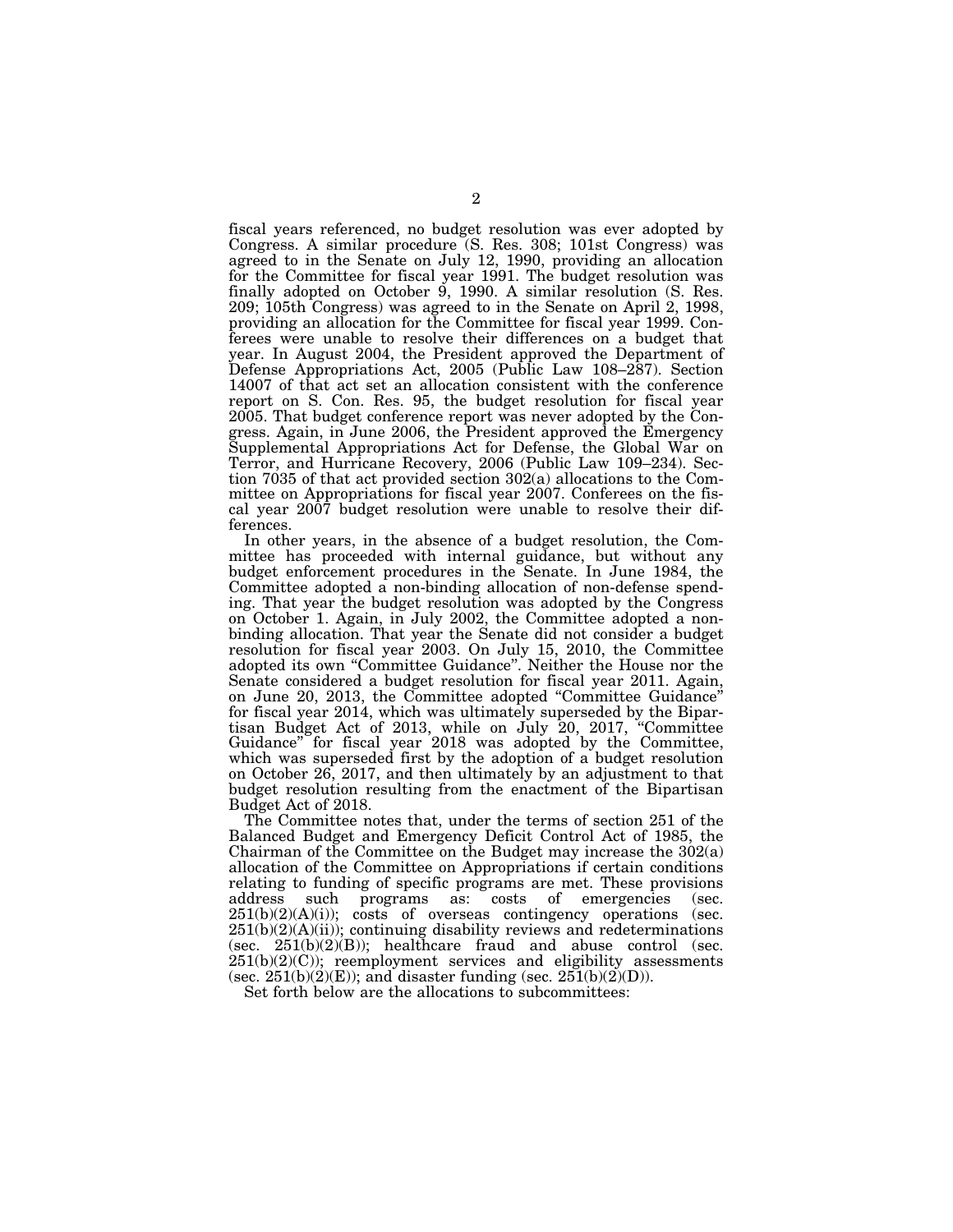fiscal years referenced, no budget resolution was ever adopted by Congress. A similar procedure (S. Res. 308; 101st Congress) was agreed to in the Senate on July 12, 1990, providing an allocation for the Committee for fiscal year 1991. The budget resolution was finally adopted on October 9, 1990. A similar resolution (S. Res. 209; 105th Congress) was agreed to in the Senate on April 2, 1998, providing an allocation for the Committee for fiscal year 1999. Conferees were unable to resolve their differences on a budget that year. In August 2004, the President approved the Department of Defense Appropriations Act, 2005 (Public Law 108–287). Section 14007 of that act set an allocation consistent with the conference report on S. Con. Res. 95, the budget resolution for fiscal year 2005. That budget conference report was never adopted by the Congress. Again, in June 2006, the President approved the Emergency Supplemental Appropriations Act for Defense, the Global War on Terror, and Hurricane Recovery, 2006 (Public Law 109–234). Section 7035 of that act provided section 302(a) allocations to the Committee on Appropriations for fiscal year 2007. Conferees on the fiscal year 2007 budget resolution were unable to resolve their differences.

In other years, in the absence of a budget resolution, the Committee has proceeded with internal guidance, but without any budget enforcement procedures in the Senate. In June 1984, the Committee adopted a non-binding allocation of non-defense spending. That year the budget resolution was adopted by the Congress on October 1. Again, in July 2002, the Committee adopted a non-binding allocation. That year the Senate did not consider a budget resolution for fiscal year 2003. On July 15, 2010, the Committee adopted its own "Committee Guidance". Neither the House nor the Senate considered a budget resolution for fiscal year 2011. Again, on June 20, 2013, the Committee adopted "Committee Guidance" for fiscal year 2014, which was ultimately superseded by the Bipartisan Budget Act of 2013, while on July 20, 2017, "Committee Guidance" for fiscal year 2018 was adopted by the Committee, which was superseded first by the adoption of a budget resolution on October 26, 2017, and then ultimately by an adjustment to that budget resolution resulting from the enactment of the Bipartisan Budget Act of 2018.

The Committee notes that, under the terms of section 251 of the Balanced Budget and Emergency Deficit Control Act of 1985, the Chairman of the Committee on the Budget may increase the 302(a) allocation of the Committee on Appropriations if certain conditions relating to funding of specific programs are met. These provisions address such programs as: costs of emergencies (sec. 251(b)(2)(A)(i)); costs of overseas contingency operations (sec. 251(b)(2)(A)(ii)); continuing disability reviews and redeterminations (sec. 251(b)(2)(B)); healthcare fraud and abuse control (sec. 251(b)(2)(C)); reemployment services and eligibility assessments (sec. 251(b)(2)(E)); and disaster funding (sec. 251(b)(2)(D)).

Set forth below are the allocations to subcommittees: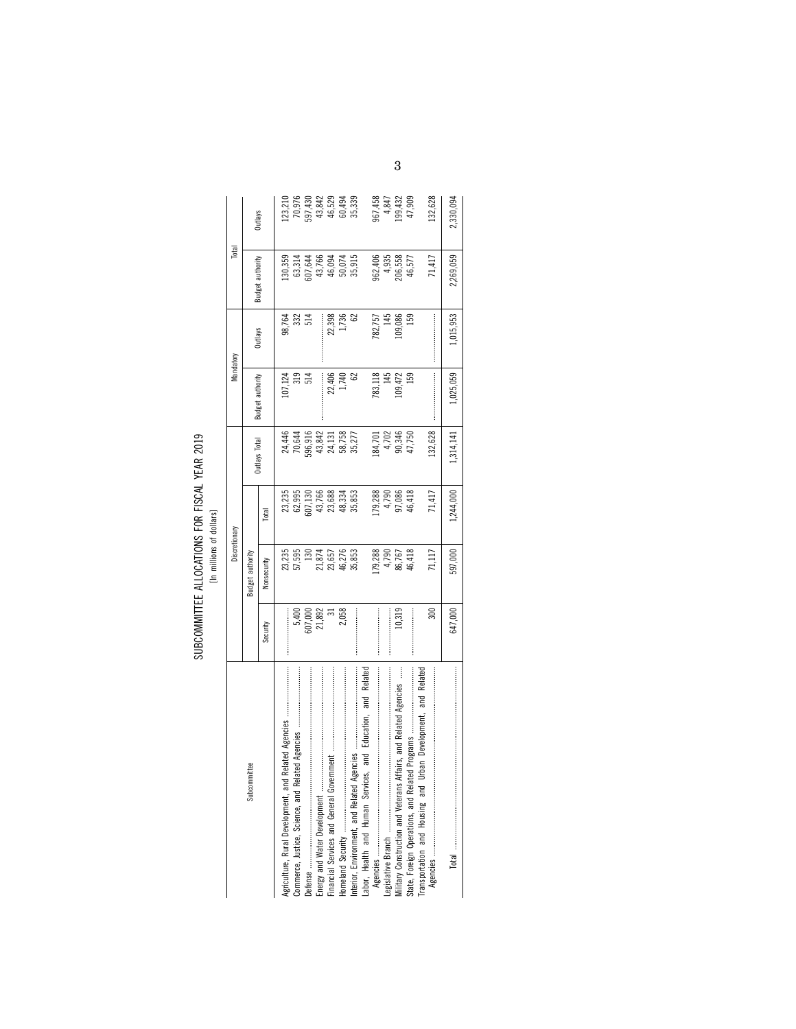# SUBCOMMITTEE ALLOCATIONS FOR FISCAL YEAR 2019

[In millions of dollars]

| Subcommittee | Discretionary | | | | Mandatory | | Total | |
|---|---|---|---|---|---|---|---|---|
| | Budget authority | | | Outlays Total | Budget authority | Outlays | Budget authority | Outlays |
| | Security | Nonsecurity | Total | | | | | |
| Agriculture, Rural Development, and Related Agencies | ............ | 23,235 | 23,235 | 24,446 | 107,124 | 98,764 | 130,359 | 123,210 |
| Commerce, Justice, Science, and Related Agencies | 5,400 | 57,595 | 62,995 | 70,644 | 319 | 332 | 63,314 | 70,976 |
| Defense | 607,000 | 130 | 607,130 | 596,916 | 514 | 514 | 607,644 | 597,430 |
| Energy and Water Development | 21,892 | 21,874 | 43,766 | 43,842 | ............ | ............ | 43,766 | 43,842 |
| Financial Services and General Government | 31 | 23,657 | 23,688 | 24,131 | 22,406 | 22,398 | 46,094 | 46,529 |
| Homeland Security | 2,058 | 46,276 | 48,334 | 58,758 | 1,740 | 1,736 | 50,074 | 60,494 |
| Interior, Environment, and Related Agencies | ............ | 35,853 | 35,853 | 35,277 | 62 | 62 | 35,915 | 35,339 |
| Labor, Health and Human Services, and Education, and Related Agencies | ............ | 179,288 | 179,288 | 184,701 | 783,118 | 782,757 | 962,406 | 967,458 |
| Legislative Branch | ............ | 4,790 | 4,790 | 4,702 | 145 | 145 | 4,935 | 4,847 |
| Military Construction and Veterans Affairs, and Related Agencies | 10,319 | 86,767 | 97,086 | 90,346 | 109,472 | 109,086 | 206,558 | 199,432 |
| State, Foreign Operations, and Related Programs | ............ | 46,418 | 46,418 | 47,750 | 159 | 159 | 46,577 | 47,909 |
| Transportation and Housing and Urban Development, and Related Agencies | 300 | 71,117 | 71,417 | 132,628 | ............ | ............ | 71,417 | 132,628 |
| Total | 647,000 | 597,000 | 1,244,000 | 1,314,141 | 1,025,059 | 1,015,953 | 2,269,059 | 2,330,094 |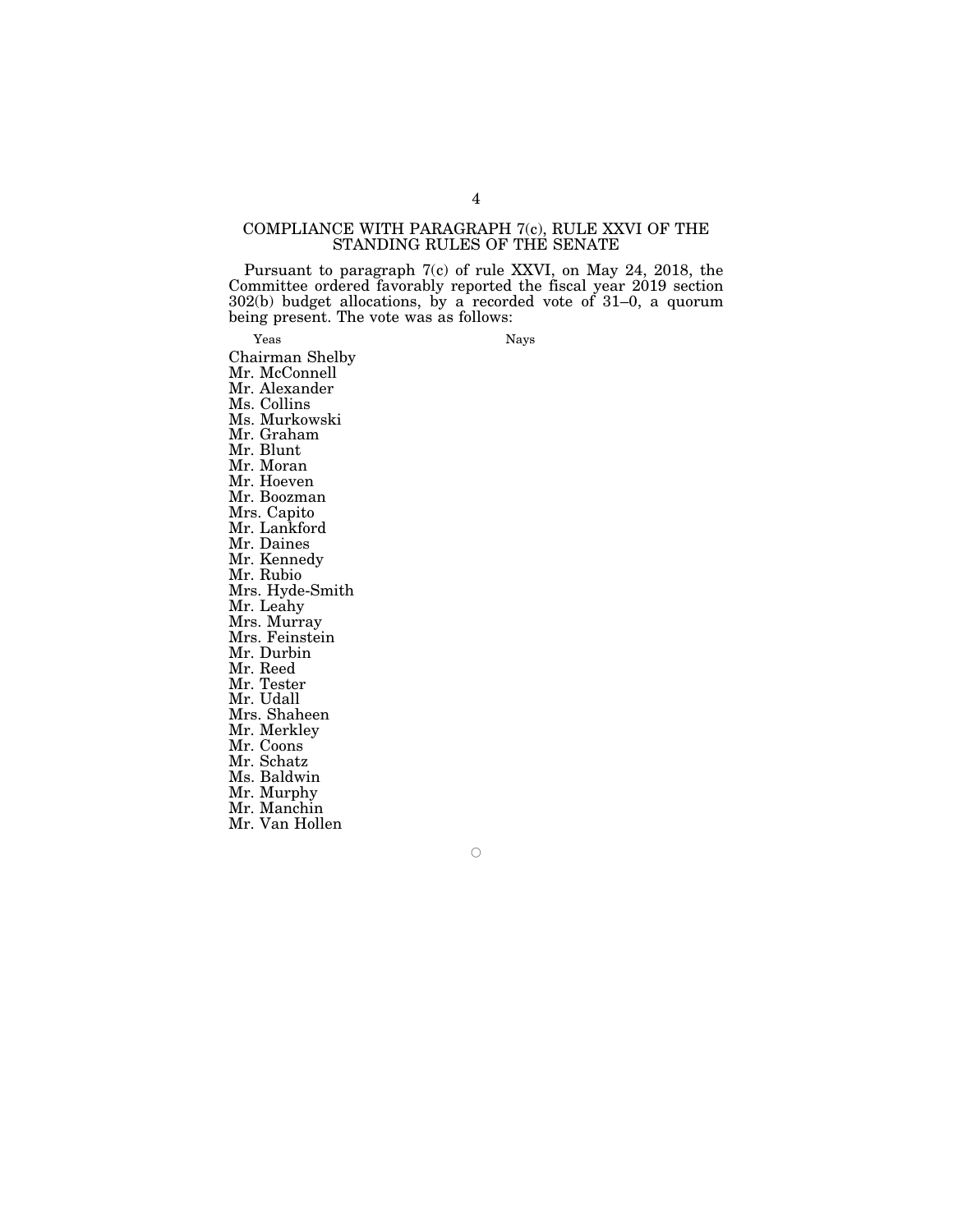## COMPLIANCE WITH PARAGRAPH 7(c), RULE XXVI OF THE STANDING RULES OF THE SENATE

Pursuant to paragraph 7(c) of rule XXVI, on May 24, 2018, the Committee ordered favorably reported the fiscal year 2019 section 302(b) budget allocations, by a recorded vote of 31–0, a quorum being present. The vote was as follows:

| Yeas | Nays |
| --- | --- |
| Chairman Shelby | |
| Mr. McConnell | |
| Mr. Alexander | |
| Ms. Collins | |
| Ms. Murkowski | |
| Mr. Graham | |
| Mr. Blunt | |
| Mr. Moran | |
| Mr. Hoeven | |
| Mr. Boozman | |
| Mrs. Capito | |
| Mr. Lankford | |
| Mr. Daines | |
| Mr. Kennedy | |
| Mr. Rubio | |
| Mrs. Hyde-Smith | |
| Mr. Leahy | |
| Mrs. Murray | |
| Mrs. Feinstein | |
| Mr. Durbin | |
| Mr. Reed | |
| Mr. Tester | |
| Mr. Udall | |
| Mrs. Shaheen | |
| Mr. Merkley | |
| Mr. Coons | |
| Mr. Schatz | |
| Ms. Baldwin | |
| Mr. Murphy | |
| Mr. Manchin | |
| Mr. Van Hollen | |